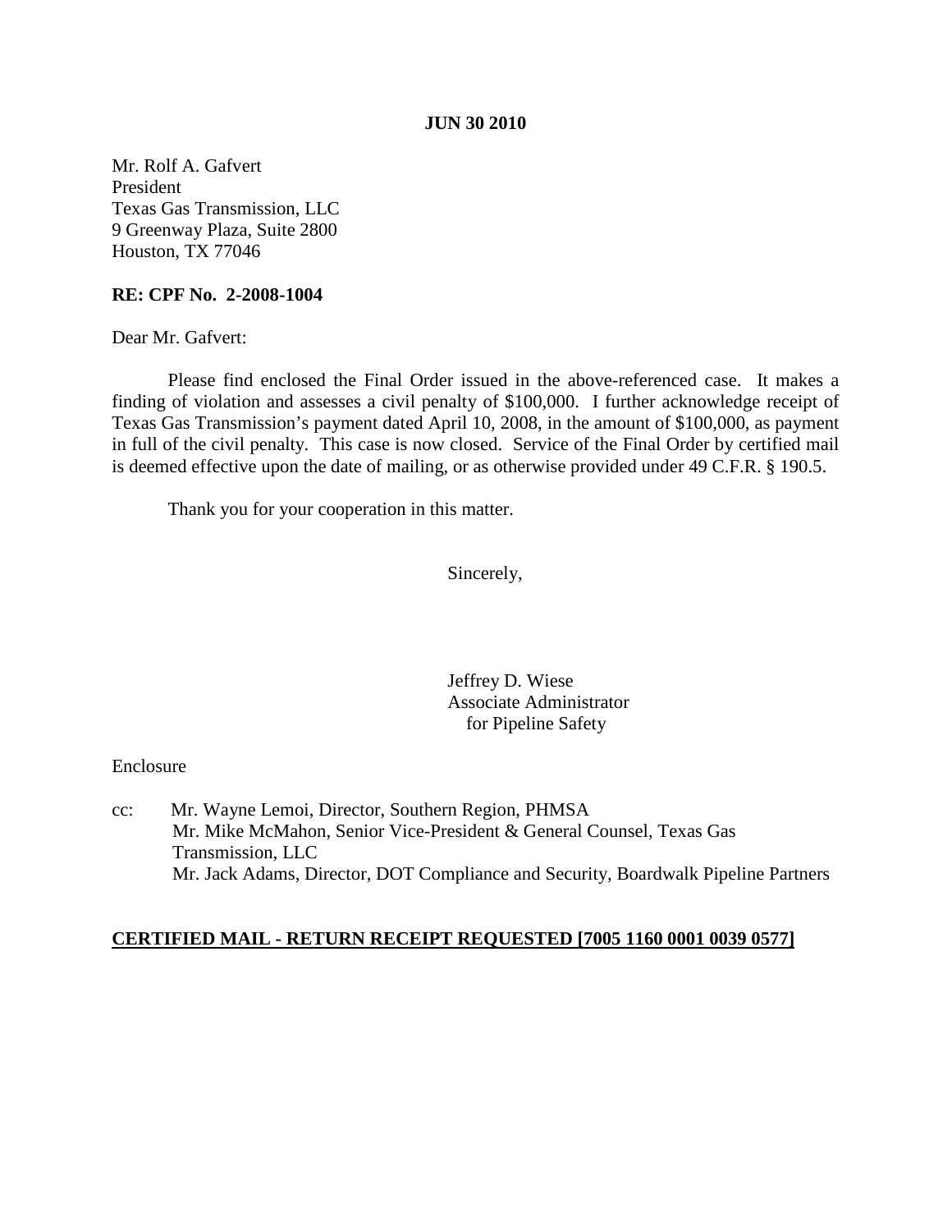**JUN 30 2010**

Mr. Rolf A. Gafvert
President
Texas Gas Transmission, LLC
9 Greenway Plaza, Suite 2800
Houston, TX 77046

**RE: CPF No. 2-2008-1004**

Dear Mr. Gafvert:

Please find enclosed the Final Order issued in the above-referenced case. It makes a finding of violation and assesses a civil penalty of $100,000. I further acknowledge receipt of Texas Gas Transmission's payment dated April 10, 2008, in the amount of $100,000, as payment in full of the civil penalty. This case is now closed. Service of the Final Order by certified mail is deemed effective upon the date of mailing, or as otherwise provided under 49 C.F.R. § 190.5.

Thank you for your cooperation in this matter.

Sincerely,

Jeffrey D. Wiese
Associate Administrator
for Pipeline Safety

Enclosure

cc: Mr. Wayne Lemoi, Director, Southern Region, PHMSA
Mr. Mike McMahon, Senior Vice-President & General Counsel, Texas Gas Transmission, LLC
Mr. Jack Adams, Director, DOT Compliance and Security, Boardwalk Pipeline Partners

**CERTIFIED MAIL - RETURN RECEIPT REQUESTED [7005 1160 0001 0039 0577]**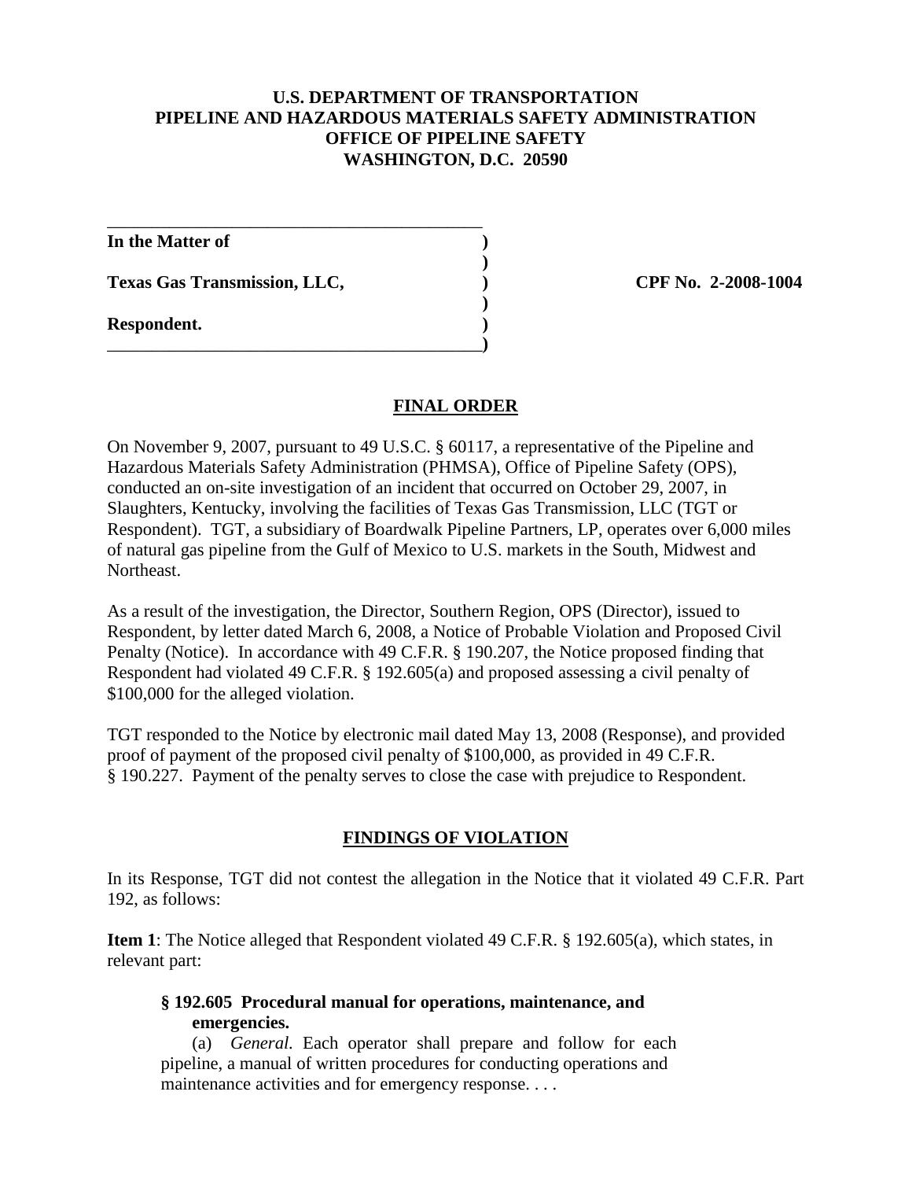**U.S. DEPARTMENT OF TRANSPORTATION**
**PIPELINE AND HAZARDOUS MATERIALS SAFETY ADMINISTRATION**
**OFFICE OF PIPELINE SAFETY**
**WASHINGTON, D.C. 20590**

| | | |
|---|---|---|
| **In the Matter of** | **)** | |
| | **)** | |
| **Texas Gas Transmission, LLC,** | **)** | **CPF No. 2-2008-1004** |
| | **)** | |
| **Respondent.** | **)** | |
| | **)** | |

## FINAL ORDER

On November 9, 2007, pursuant to 49 U.S.C. § 60117, a representative of the Pipeline and Hazardous Materials Safety Administration (PHMSA), Office of Pipeline Safety (OPS), conducted an on-site investigation of an incident that occurred on October 29, 2007, in Slaughters, Kentucky, involving the facilities of Texas Gas Transmission, LLC (TGT or Respondent). TGT, a subsidiary of Boardwalk Pipeline Partners, LP, operates over 6,000 miles of natural gas pipeline from the Gulf of Mexico to U.S. markets in the South, Midwest and Northeast.

As a result of the investigation, the Director, Southern Region, OPS (Director), issued to Respondent, by letter dated March 6, 2008, a Notice of Probable Violation and Proposed Civil Penalty (Notice). In accordance with 49 C.F.R. § 190.207, the Notice proposed finding that Respondent had violated 49 C.F.R. § 192.605(a) and proposed assessing a civil penalty of $100,000 for the alleged violation.

TGT responded to the Notice by electronic mail dated May 13, 2008 (Response), and provided proof of payment of the proposed civil penalty of $100,000, as provided in 49 C.F.R. § 190.227. Payment of the penalty serves to close the case with prejudice to Respondent.

## FINDINGS OF VIOLATION

In its Response, TGT did not contest the allegation in the Notice that it violated 49 C.F.R. Part 192, as follows:

**Item 1**: The Notice alleged that Respondent violated 49 C.F.R. § 192.605(a), which states, in relevant part:

> **§ 192.605 Procedural manual for operations, maintenance, and emergencies.**
>
> (a) *General.* Each operator shall prepare and follow for each pipeline, a manual of written procedures for conducting operations and maintenance activities and for emergency response. . . .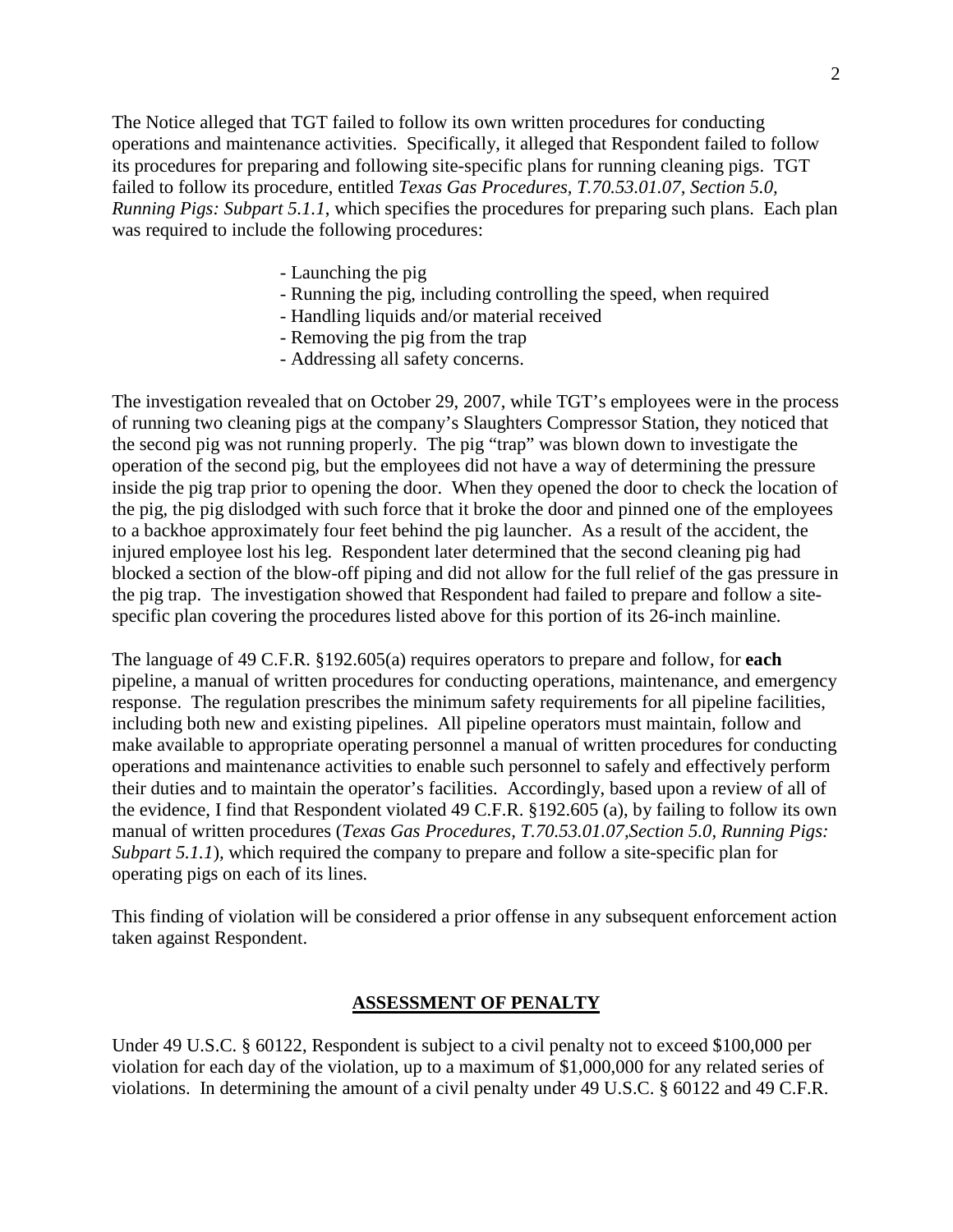The Notice alleged that TGT failed to follow its own written procedures for conducting operations and maintenance activities. Specifically, it alleged that Respondent failed to follow its procedures for preparing and following site-specific plans for running cleaning pigs. TGT failed to follow its procedure, entitled *Texas Gas Procedures, T.70.53.01.07, Section 5.0, Running Pigs: Subpart 5.1.1*, which specifies the procedures for preparing such plans. Each plan was required to include the following procedures:

- Launching the pig
- Running the pig, including controlling the speed, when required
- Handling liquids and/or material received
- Removing the pig from the trap
- Addressing all safety concerns.

The investigation revealed that on October 29, 2007, while TGT's employees were in the process of running two cleaning pigs at the company's Slaughters Compressor Station, they noticed that the second pig was not running properly. The pig "trap" was blown down to investigate the operation of the second pig, but the employees did not have a way of determining the pressure inside the pig trap prior to opening the door. When they opened the door to check the location of the pig, the pig dislodged with such force that it broke the door and pinned one of the employees to a backhoe approximately four feet behind the pig launcher. As a result of the accident, the injured employee lost his leg. Respondent later determined that the second cleaning pig had blocked a section of the blow-off piping and did not allow for the full relief of the gas pressure in the pig trap. The investigation showed that Respondent had failed to prepare and follow a site-specific plan covering the procedures listed above for this portion of its 26-inch mainline.

The language of 49 C.F.R. §192.605(a) requires operators to prepare and follow, for **each** pipeline, a manual of written procedures for conducting operations, maintenance, and emergency response. The regulation prescribes the minimum safety requirements for all pipeline facilities, including both new and existing pipelines. All pipeline operators must maintain, follow and make available to appropriate operating personnel a manual of written procedures for conducting operations and maintenance activities to enable such personnel to safely and effectively perform their duties and to maintain the operator's facilities. Accordingly, based upon a review of all of the evidence, I find that Respondent violated 49 C.F.R. §192.605 (a), by failing to follow its own manual of written procedures (*Texas Gas Procedures, T.70.53.01.07,Section 5.0, Running Pigs: Subpart 5.1.1*), which required the company to prepare and follow a site-specific plan for operating pigs on each of its lines.

This finding of violation will be considered a prior offense in any subsequent enforcement action taken against Respondent.

## ASSESSMENT OF PENALTY

Under 49 U.S.C. § 60122, Respondent is subject to a civil penalty not to exceed $100,000 per violation for each day of the violation, up to a maximum of $1,000,000 for any related series of violations. In determining the amount of a civil penalty under 49 U.S.C. § 60122 and 49 C.F.R.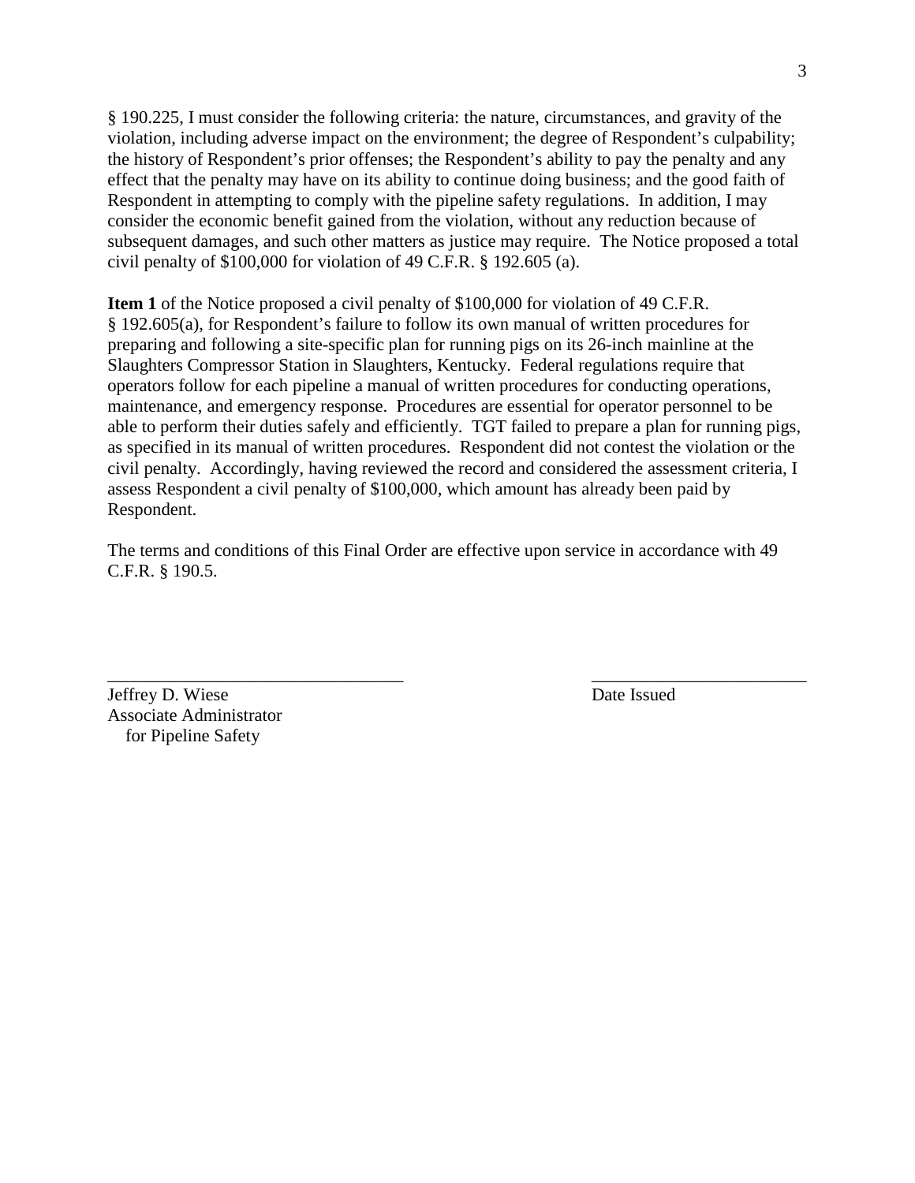§ 190.225, I must consider the following criteria: the nature, circumstances, and gravity of the violation, including adverse impact on the environment; the degree of Respondent's culpability; the history of Respondent's prior offenses; the Respondent's ability to pay the penalty and any effect that the penalty may have on its ability to continue doing business; and the good faith of Respondent in attempting to comply with the pipeline safety regulations. In addition, I may consider the economic benefit gained from the violation, without any reduction because of subsequent damages, and such other matters as justice may require. The Notice proposed a total civil penalty of $100,000 for violation of 49 C.F.R. § 192.605 (a).

**Item 1** of the Notice proposed a civil penalty of $100,000 for violation of 49 C.F.R. § 192.605(a), for Respondent's failure to follow its own manual of written procedures for preparing and following a site-specific plan for running pigs on its 26-inch mainline at the Slaughters Compressor Station in Slaughters, Kentucky. Federal regulations require that operators follow for each pipeline a manual of written procedures for conducting operations, maintenance, and emergency response. Procedures are essential for operator personnel to be able to perform their duties safely and efficiently. TGT failed to prepare a plan for running pigs, as specified in its manual of written procedures. Respondent did not contest the violation or the civil penalty. Accordingly, having reviewed the record and considered the assessment criteria, I assess Respondent a civil penalty of $100,000, which amount has already been paid by Respondent.

The terms and conditions of this Final Order are effective upon service in accordance with 49 C.F.R. § 190.5.

_________________________________ 
Jeffrey D. Wiese  
Associate Administrator  
for Pipeline Safety

_________________________________ 
Date Issued